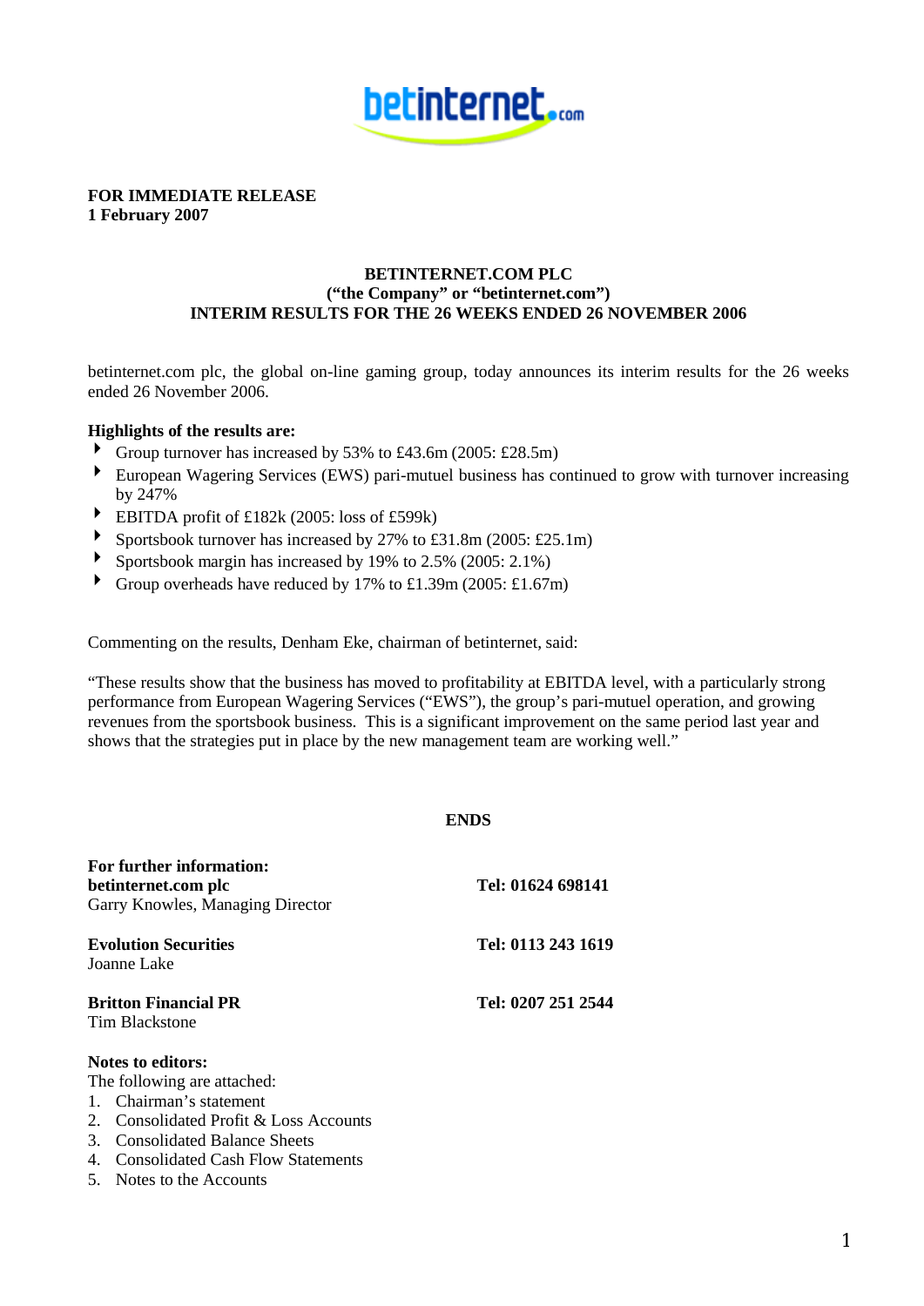**FOR IMMEDIATE RELEASE**
**1 February 2007**

# BETINTERNET.COM PLC
## ("the Company" or "betinternet.com")
## INTERIM RESULTS FOR THE 26 WEEKS ENDED 26 NOVEMBER 2006

betinternet.com plc, the global on-line gaming group, today announces its interim results for the 26 weeks ended 26 November 2006.

**Highlights of the results are:**

- Group turnover has increased by 53% to £43.6m (2005: £28.5m)
- European Wagering Services (EWS) pari-mutuel business has continued to grow with turnover increasing by 247%
- EBITDA profit of £182k (2005: loss of £599k)
- Sportsbook turnover has increased by 27% to £31.8m (2005: £25.1m)
- Sportsbook margin has increased by 19% to 2.5% (2005: 2.1%)
- Group overheads have reduced by 17% to £1.39m (2005: £1.67m)

Commenting on the results, Denham Eke, chairman of betinternet, said:

"These results show that the business has moved to profitability at EBITDA level, with a particularly strong performance from European Wagering Services ("EWS"), the group's pari-mutuel operation, and growing revenues from the sportsbook business. This is a significant improvement on the same period last year and shows that the strategies put in place by the new management team are working well."

**ENDS**

**For further information:**

| | |
|---|---|
| **betinternet.com plc**<br>Garry Knowles, Managing Director | **Tel: 01624 698141** |
| **Evolution Securities**<br>Joanne Lake | **Tel: 0113 243 1619** |
| **Britton Financial PR**<br>Tim Blackstone | **Tel: 0207 251 2544** |

**Notes to editors:**

The following are attached:

1. Chairman's statement
2. Consolidated Profit & Loss Accounts
3. Consolidated Balance Sheets
4. Consolidated Cash Flow Statements
5. Notes to the Accounts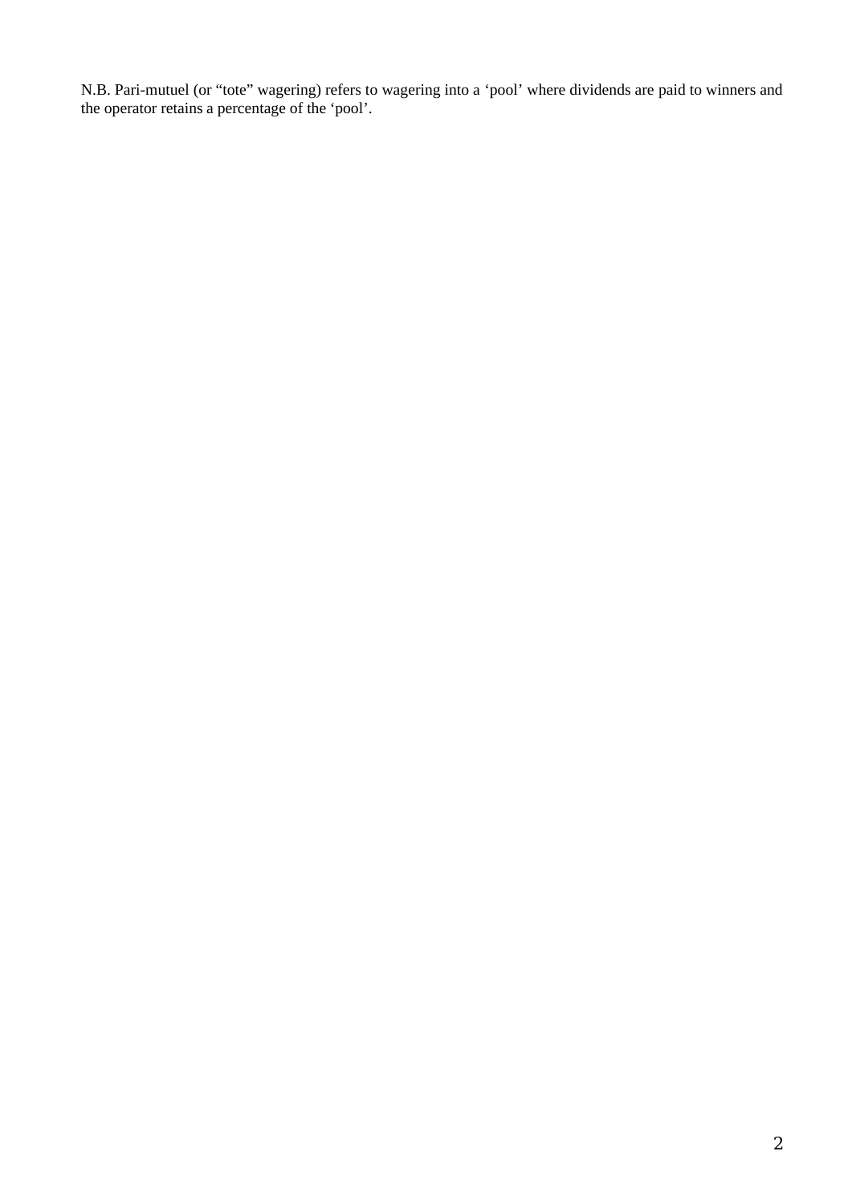N.B. Pari-mutuel (or “tote” wagering) refers to wagering into a ‘pool’ where dividends are paid to winners and the operator retains a percentage of the ‘pool’.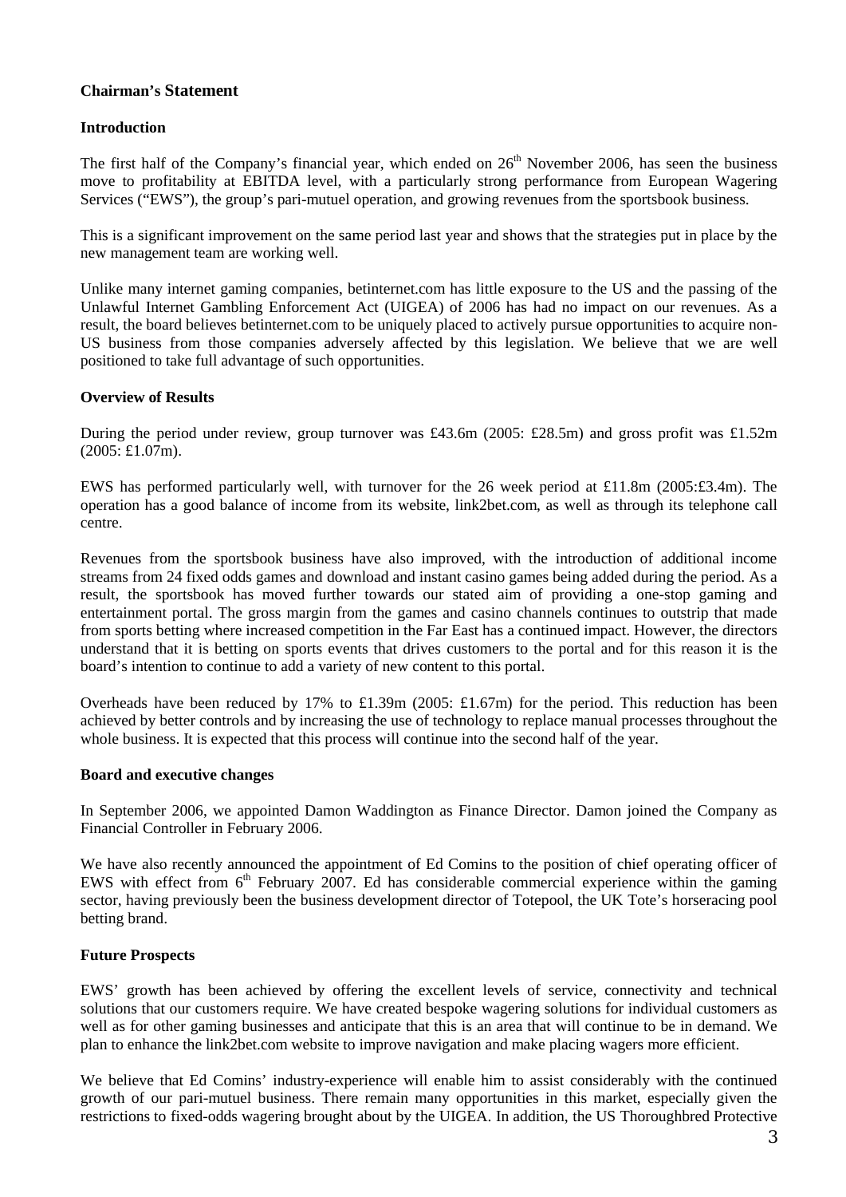## Chairman's Statement

### Introduction

The first half of the Company's financial year, which ended on 26th November 2006, has seen the business move to profitability at EBITDA level, with a particularly strong performance from European Wagering Services ("EWS"), the group's pari-mutuel operation, and growing revenues from the sportsbook business.

This is a significant improvement on the same period last year and shows that the strategies put in place by the new management team are working well.

Unlike many internet gaming companies, betinternet.com has little exposure to the US and the passing of the Unlawful Internet Gambling Enforcement Act (UIGEA) of 2006 has had no impact on our revenues. As a result, the board believes betinternet.com to be uniquely placed to actively pursue opportunities to acquire non-US business from those companies adversely affected by this legislation. We believe that we are well positioned to take full advantage of such opportunities.

### Overview of Results

During the period under review, group turnover was £43.6m (2005: £28.5m) and gross profit was £1.52m (2005: £1.07m).

EWS has performed particularly well, with turnover for the 26 week period at £11.8m (2005:£3.4m). The operation has a good balance of income from its website, link2bet.com, as well as through its telephone call centre.

Revenues from the sportsbook business have also improved, with the introduction of additional income streams from 24 fixed odds games and download and instant casino games being added during the period. As a result, the sportsbook has moved further towards our stated aim of providing a one-stop gaming and entertainment portal. The gross margin from the games and casino channels continues to outstrip that made from sports betting where increased competition in the Far East has a continued impact. However, the directors understand that it is betting on sports events that drives customers to the portal and for this reason it is the board's intention to continue to add a variety of new content to this portal.

Overheads have been reduced by 17% to £1.39m (2005: £1.67m) for the period. This reduction has been achieved by better controls and by increasing the use of technology to replace manual processes throughout the whole business. It is expected that this process will continue into the second half of the year.

### Board and executive changes

In September 2006, we appointed Damon Waddington as Finance Director. Damon joined the Company as Financial Controller in February 2006.

We have also recently announced the appointment of Ed Comins to the position of chief operating officer of EWS with effect from 6th February 2007. Ed has considerable commercial experience within the gaming sector, having previously been the business development director of Totepool, the UK Tote's horseracing pool betting brand.

### Future Prospects

EWS' growth has been achieved by offering the excellent levels of service, connectivity and technical solutions that our customers require. We have created bespoke wagering solutions for individual customers as well as for other gaming businesses and anticipate that this is an area that will continue to be in demand. We plan to enhance the link2bet.com website to improve navigation and make placing wagers more efficient.

We believe that Ed Comins' industry-experience will enable him to assist considerably with the continued growth of our pari-mutuel business. There remain many opportunities in this market, especially given the restrictions to fixed-odds wagering brought about by the UIGEA. In addition, the US Thoroughbred Protective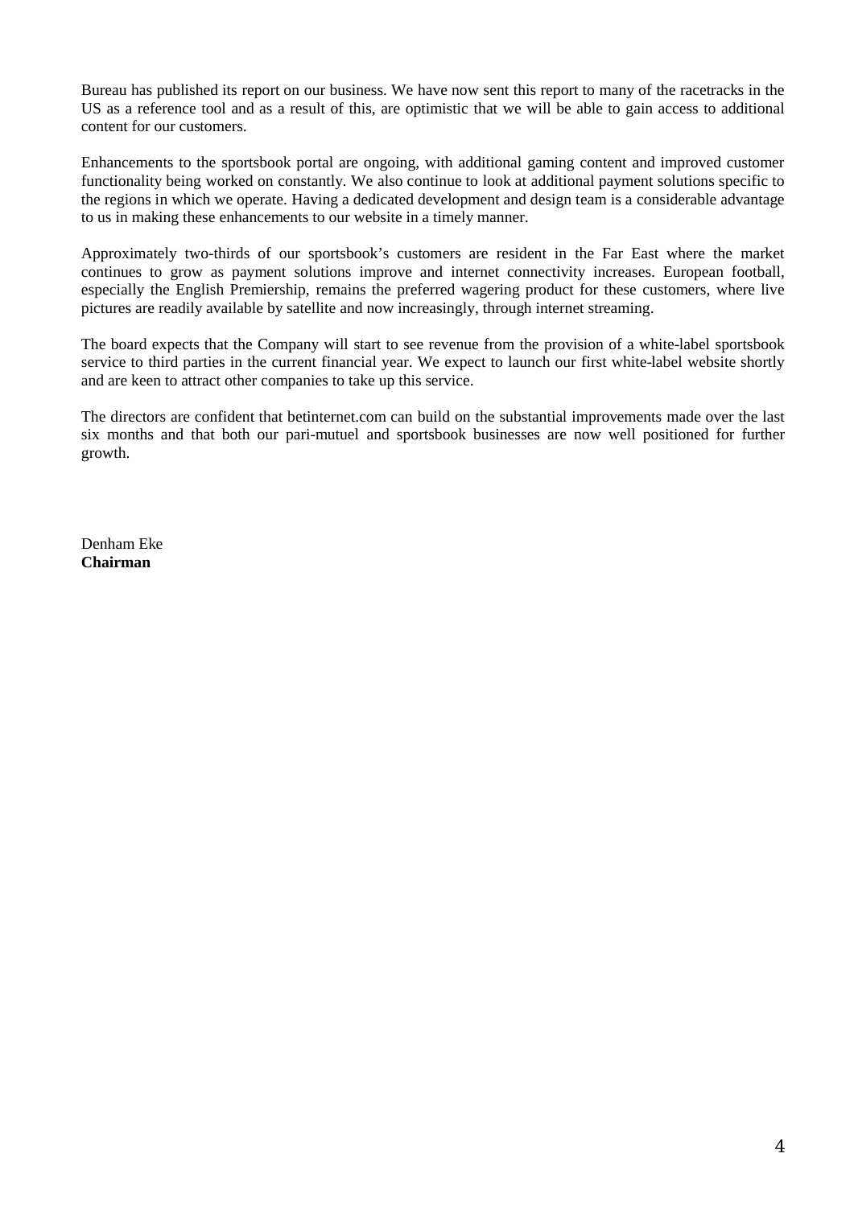Bureau has published its report on our business. We have now sent this report to many of the racetracks in the US as a reference tool and as a result of this, are optimistic that we will be able to gain access to additional content for our customers.

Enhancements to the sportsbook portal are ongoing, with additional gaming content and improved customer functionality being worked on constantly. We also continue to look at additional payment solutions specific to the regions in which we operate. Having a dedicated development and design team is a considerable advantage to us in making these enhancements to our website in a timely manner.

Approximately two-thirds of our sportsbook's customers are resident in the Far East where the market continues to grow as payment solutions improve and internet connectivity increases. European football, especially the English Premiership, remains the preferred wagering product for these customers, where live pictures are readily available by satellite and now increasingly, through internet streaming.

The board expects that the Company will start to see revenue from the provision of a white-label sportsbook service to third parties in the current financial year. We expect to launch our first white-label website shortly and are keen to attract other companies to take up this service.

The directors are confident that betinternet.com can build on the substantial improvements made over the last six months and that both our pari-mutuel and sportsbook businesses are now well positioned for further growth.

Denham Eke
**Chairman**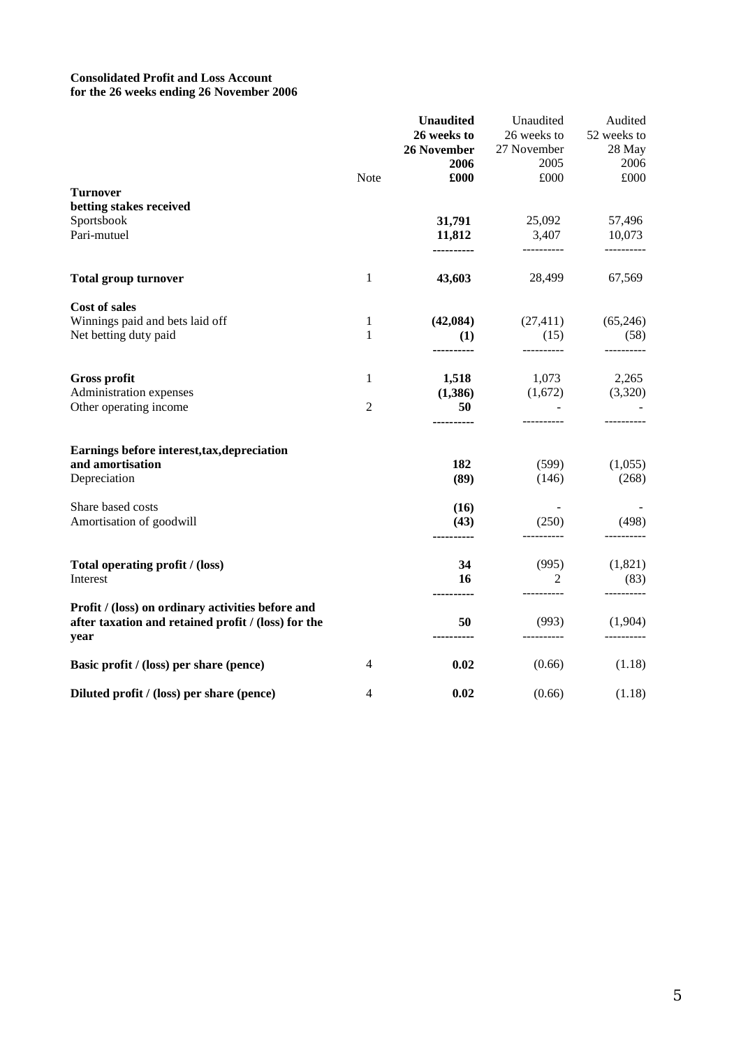**Consolidated Profit and Loss Account**
**for the 26 weeks ending 26 November 2006**

| | Note | **Unaudited 26 weeks to 26 November 2006 £000** | Unaudited 26 weeks to 27 November 2005 £000 | Audited 52 weeks to 28 May 2006 £000 |
|---|---|---|---|---|
| **Turnover** | | | | |
| **betting stakes received** | | | | |
| Sportsbook | | **31,791** | 25,092 | 57,496 |
| Pari-mutuel | | **11,812** | 3,407 | 10,073 |
| **Total group turnover** | 1 | **43,603** | 28,499 | 67,569 |
| **Cost of sales** | | | | |
| Winnings paid and bets laid off | 1 | **(42,084)** | (27,411) | (65,246) |
| Net betting duty paid | 1 | **(1)** | (15) | (58) |
| **Gross profit** | 1 | **1,518** | 1,073 | 2,265 |
| Administration expenses | | **(1,386)** | (1,672) | (3,320) |
| Other operating income | 2 | **50** | - | - |
| **Earnings before interest,tax,depreciation and amortisation** | | **182** | (599) | (1,055) |
| Depreciation | | **(89)** | (146) | (268) |
| Share based costs | | **(16)** | - | - |
| Amortisation of goodwill | | **(43)** | (250) | (498) |
| **Total operating profit / (loss)** | | **34** | (995) | (1,821) |
| Interest | | **16** | 2 | (83) |
| **Profit / (loss) on ordinary activities before and after taxation and retained profit / (loss) for the year** | | **50** | (993) | (1,904) |
| **Basic profit / (loss) per share (pence)** | 4 | **0.02** | (0.66) | (1.18) |
| **Diluted profit / (loss) per share (pence)** | 4 | **0.02** | (0.66) | (1.18) |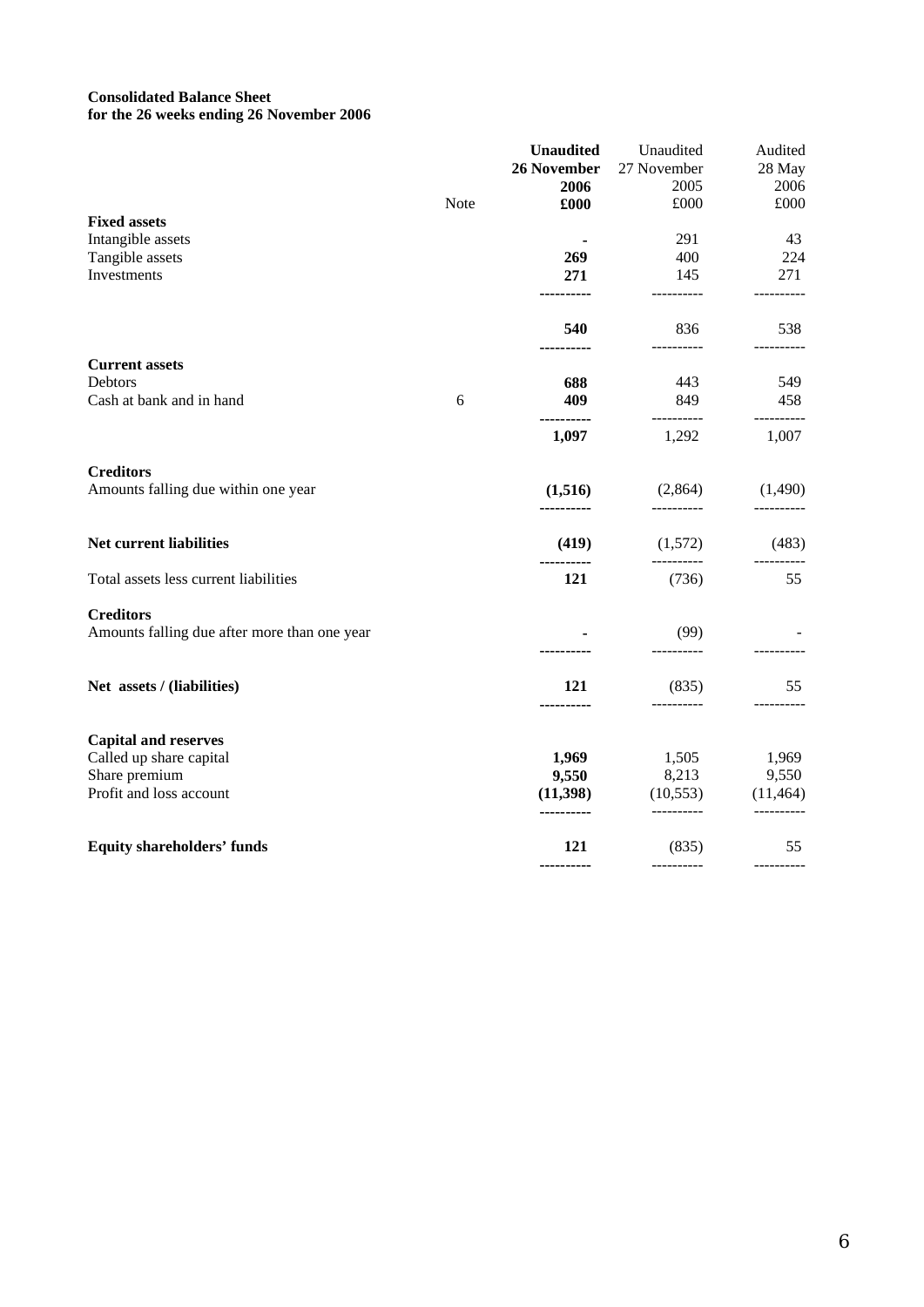**Consolidated Balance Sheet**
**for the 26 weeks ending 26 November 2006**

| | Note | **Unaudited 26 November 2006 £000** | Unaudited 27 November 2005 £000 | Audited 28 May 2006 £000 |
|---|---|---|---|---|
| **Fixed assets** | | | | |
| Intangible assets | | **-** | 291 | 43 |
| Tangible assets | | **269** | 400 | 224 |
| Investments | | **271** | 145 | 271 |
| | | **540** | 836 | 538 |
| **Current assets** | | | | |
| Debtors | | **688** | 443 | 549 |
| Cash at bank and in hand | 6 | **409** | 849 | 458 |
| | | **1,097** | 1,292 | 1,007 |
| **Creditors** | | | | |
| Amounts falling due within one year | | **(1,516)** | (2,864) | (1,490) |
| **Net current liabilities** | | **(419)** | (1,572) | (483) |
| Total assets less current liabilities | | **121** | (736) | 55 |
| **Creditors** | | | | |
| Amounts falling due after more than one year | | **-** | (99) | - |
| **Net assets / (liabilities)** | | **121** | (835) | 55 |
| **Capital and reserves** | | | | |
| Called up share capital | | **1,969** | 1,505 | 1,969 |
| Share premium | | **9,550** | 8,213 | 9,550 |
| Profit and loss account | | **(11,398)** | (10,553) | (11,464) |
| **Equity shareholders' funds** | | **121** | (835) | 55 |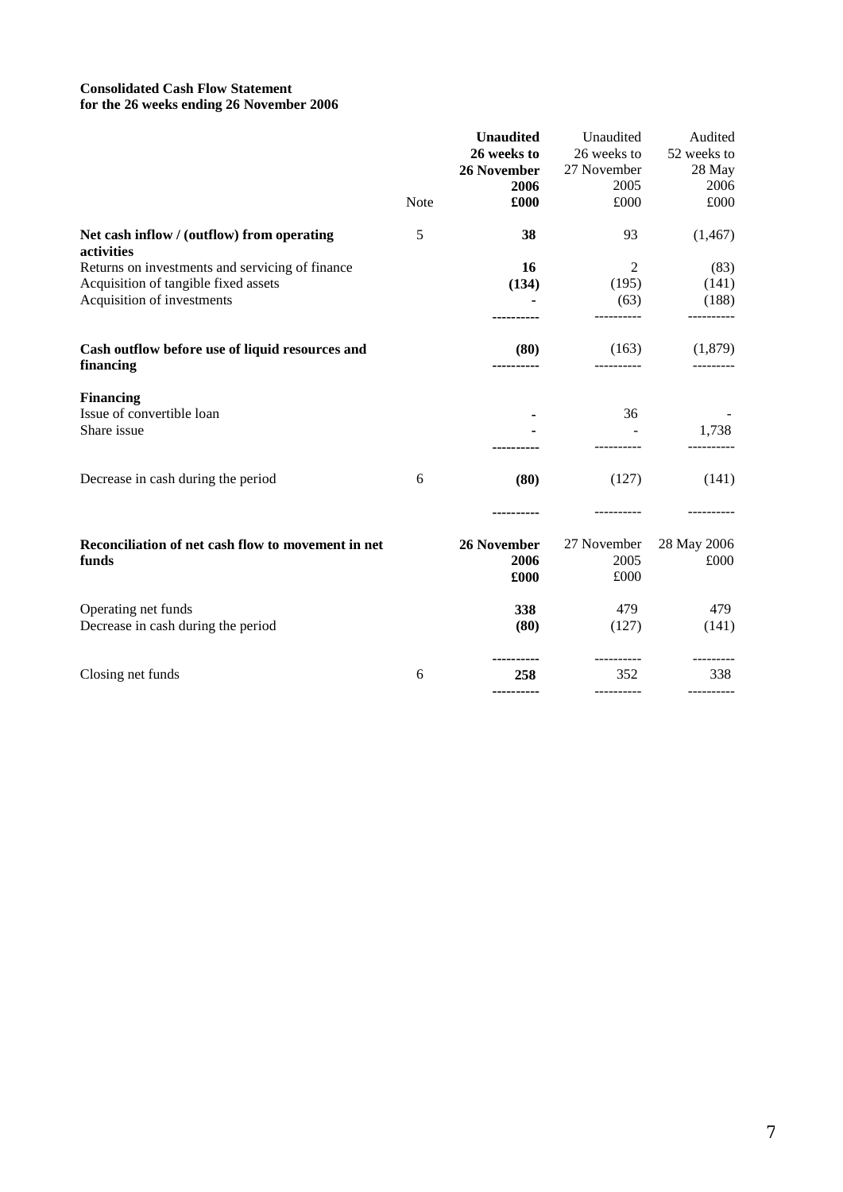**Consolidated Cash Flow Statement**
**for the 26 weeks ending 26 November 2006**

| | Note | **Unaudited 26 weeks to 26 November 2006 £000** | Unaudited 26 weeks to 27 November 2005 £000 | Audited 52 weeks to 28 May 2006 £000 |
|---|---|---|---|---|
| **Net cash inflow / (outflow) from operating activities** | 5 | **38** | 93 | (1,467) |
| Returns on investments and servicing of finance | | **16** | 2 | (83) |
| Acquisition of tangible fixed assets | | **(134)** | (195) | (141) |
| Acquisition of investments | | **-** | (63) | (188) |
| **Cash outflow before use of liquid resources and financing** | | **(80)** | (163) | (1,879) |
| **Financing** | | | | |
| Issue of convertible loan | | **-** | 36 | - |
| Share issue | | **-** | - | 1,738 |
| Decrease in cash during the period | 6 | **(80)** | (127) | (141) |

| **Reconciliation of net cash flow to movement in net funds** | | **26 November 2006 £000** | 27 November 2005 £000 | 28 May 2006 £000 |
|---|---|---|---|---|
| Operating net funds | | **338** | 479 | 479 |
| Decrease in cash during the period | | **(80)** | (127) | (141) |
| Closing net funds | 6 | **258** | 352 | 338 |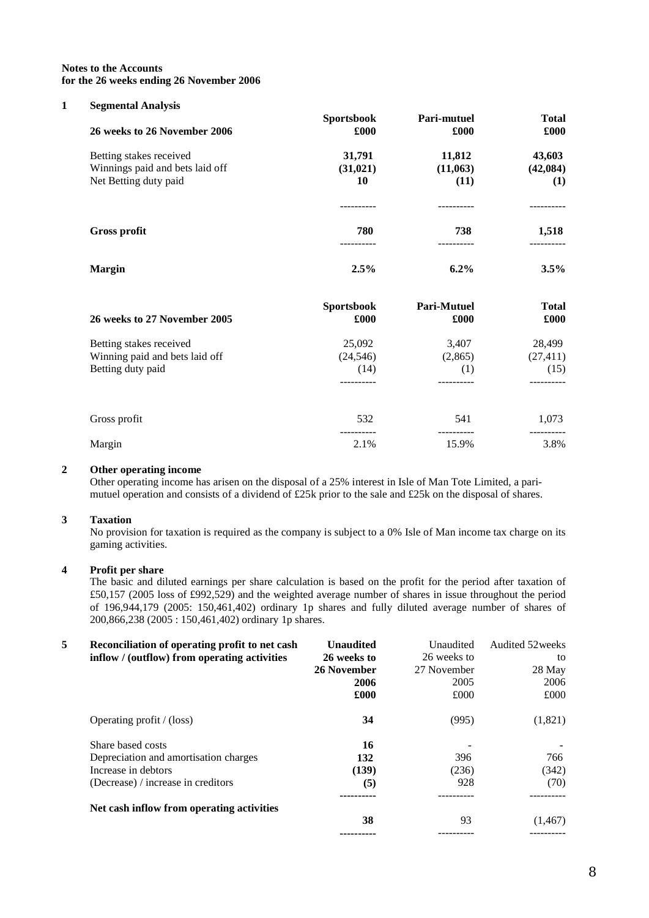**Notes to the Accounts**
**for the 26 weeks ending 26 November 2006**

**1 Segmental Analysis**

| **26 weeks to 26 November 2006** | **Sportsbook £000** | **Pari-mutuel £000** | **Total £000** |
|---|---|---|---|
| Betting stakes received | **31,791** | **11,812** | **43,603** |
| Winnings paid and bets laid off | **(31,021)** | **(11,063)** | **(42,084)** |
| Net Betting duty paid | **10** | **(11)** | **(1)** |
| **Gross profit** | **780** | **738** | **1,518** |
| **Margin** | **2.5%** | **6.2%** | **3.5%** |

| **26 weeks to 27 November 2005** | **Sportsbook £000** | **Pari-Mutuel £000** | **Total £000** |
|---|---|---|---|
| Betting stakes received | 25,092 | 3,407 | 28,499 |
| Winning paid and bets laid off | (24,546) | (2,865) | (27,411) |
| Betting duty paid | (14) | (1) | (15) |
| Gross profit | 532 | 541 | 1,073 |
| Margin | 2.1% | 15.9% | 3.8% |

**2 Other operating income**

Other operating income has arisen on the disposal of a 25% interest in Isle of Man Tote Limited, a pari-mutuel operation and consists of a dividend of £25k prior to the sale and £25k on the disposal of shares.

**3 Taxation**

No provision for taxation is required as the company is subject to a 0% Isle of Man income tax charge on its gaming activities.

**4 Profit per share**

The basic and diluted earnings per share calculation is based on the profit for the period after taxation of £50,157 (2005 loss of £992,529) and the weighted average number of shares in issue throughout the period of 196,944,179 (2005: 150,461,402) ordinary 1p shares and fully diluted average number of shares of 200,866,238 (2005 : 150,461,402) ordinary 1p shares.

**5 Reconciliation of operating profit to net cash inflow / (outflow) from operating activities**

| | **Unaudited 26 weeks to 26 November 2006 £000** | Unaudited 26 weeks to 27 November 2005 £000 | Audited 52weeks to 28 May 2006 £000 |
|---|---|---|---|
| Operating profit / (loss) | **34** | (995) | (1,821) |
| Share based costs | **16** | - | - |
| Depreciation and amortisation charges | **132** | 396 | 766 |
| Increase in debtors | **(139)** | (236) | (342) |
| (Decrease) / increase in creditors | **(5)** | 928 | (70) |
| **Net cash inflow from operating activities** | **38** | 93 | (1,467) |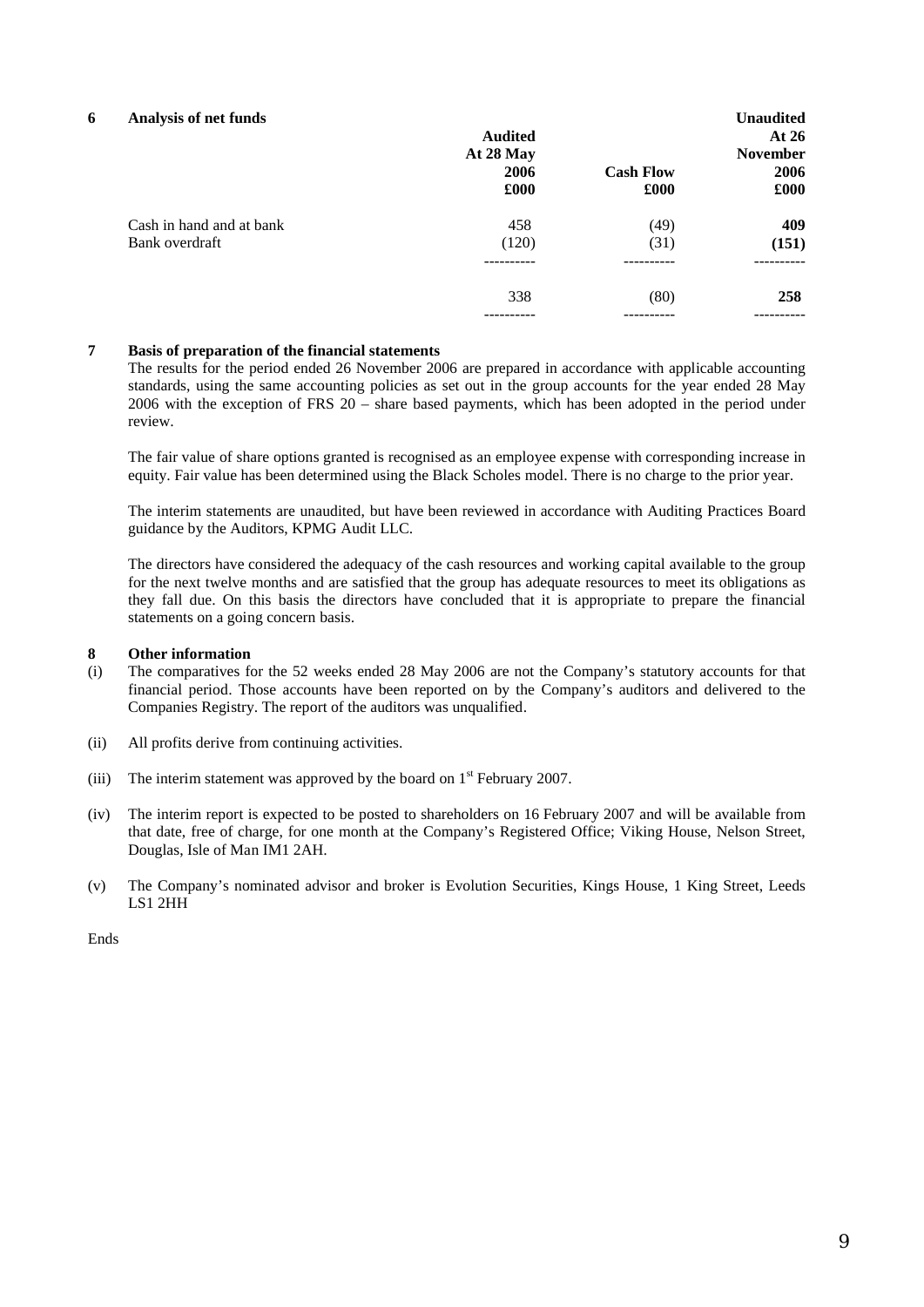## 6 Analysis of net funds

| | Audited At 28 May 2006 £000 | Cash Flow £000 | Unaudited At 26 November 2006 £000 |
|---|---|---|---|
| Cash in hand and at bank | 458 | (49) | **409** |
| Bank overdraft | (120) | (31) | **(151)** |
| | 338 | (80) | **258** |

## 7 Basis of preparation of the financial statements

The results for the period ended 26 November 2006 are prepared in accordance with applicable accounting standards, using the same accounting policies as set out in the group accounts for the year ended 28 May 2006 with the exception of FRS 20 – share based payments, which has been adopted in the period under review.

The fair value of share options granted is recognised as an employee expense with corresponding increase in equity. Fair value has been determined using the Black Scholes model. There is no charge to the prior year.

The interim statements are unaudited, but have been reviewed in accordance with Auditing Practices Board guidance by the Auditors, KPMG Audit LLC.

The directors have considered the adequacy of the cash resources and working capital available to the group for the next twelve months and are satisfied that the group has adequate resources to meet its obligations as they fall due. On this basis the directors have concluded that it is appropriate to prepare the financial statements on a going concern basis.

## 8 Other information

(i) The comparatives for the 52 weeks ended 28 May 2006 are not the Company's statutory accounts for that financial period. Those accounts have been reported on by the Company's auditors and delivered to the Companies Registry. The report of the auditors was unqualified.

(ii) All profits derive from continuing activities.

(iii) The interim statement was approved by the board on 1st February 2007.

(iv) The interim report is expected to be posted to shareholders on 16 February 2007 and will be available from that date, free of charge, for one month at the Company's Registered Office; Viking House, Nelson Street, Douglas, Isle of Man IM1 2AH.

(v) The Company's nominated advisor and broker is Evolution Securities, Kings House, 1 King Street, Leeds LS1 2HH

Ends